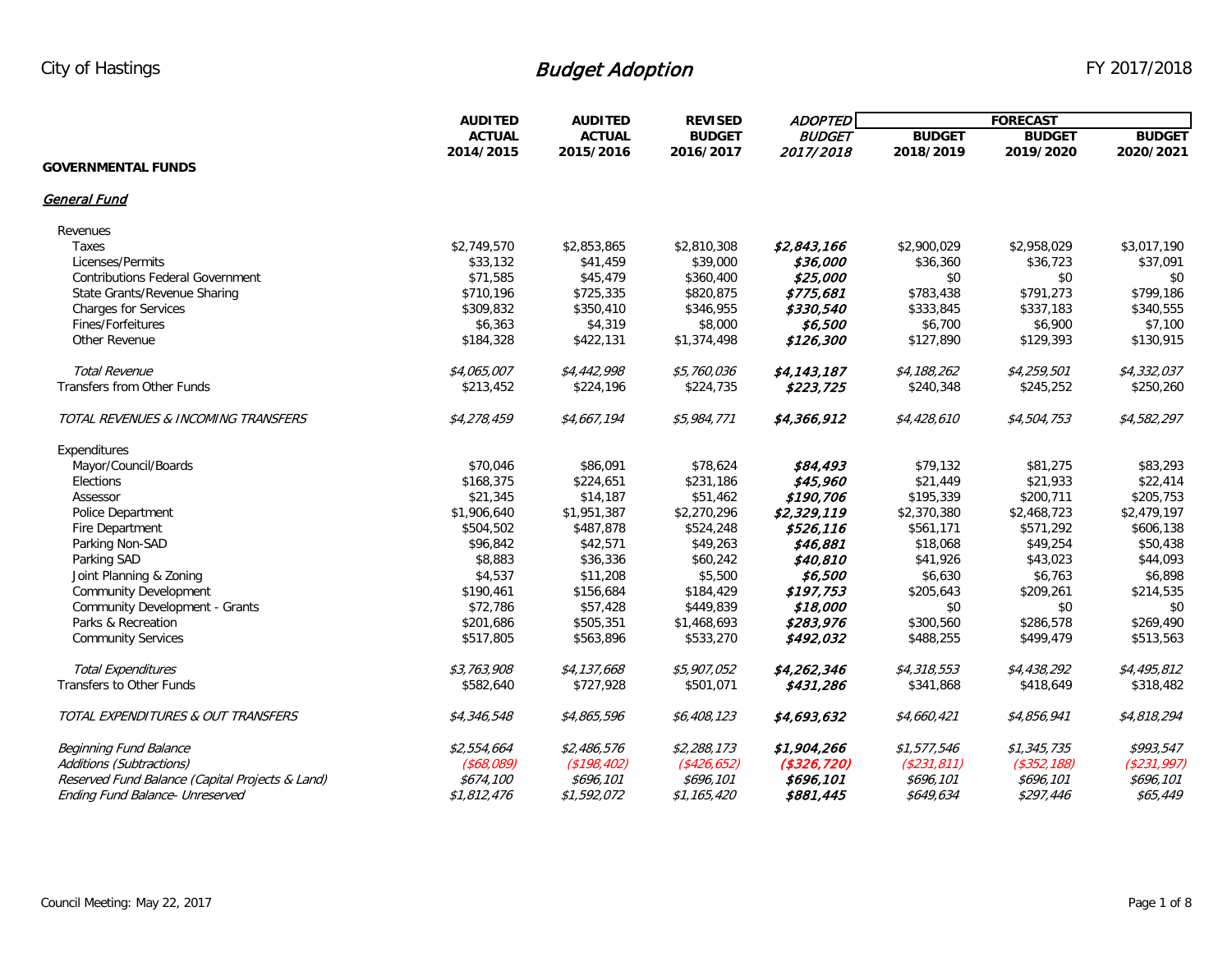City of Hastings

# *Budget Adoption*

FY 2017/2018

| | AUDITED ACTUAL 2014/2015 | AUDITED ACTUAL 2015/2016 | REVISED BUDGET 2016/2017 | *ADOPTED BUDGET 2017/2018* | FORECAST BUDGET 2018/2019 | FORECAST BUDGET 2019/2020 | FORECAST BUDGET 2020/2021 |
|---|---|---|---|---|---|---|---|
| **GOVERNMENTAL FUNDS** | | | | | | | |
| ***General Fund*** | | | | | | | |
| Revenues | | | | | | | |
| Taxes | $2,749,570 | $2,853,865 | $2,810,308 | ***$2,843,166*** | $2,900,029 | $2,958,029 | $3,017,190 |
| Licenses/Permits | $33,132 | $41,459 | $39,000 | ***$36,000*** | $36,360 | $36,723 | $37,091 |
| Contributions Federal Government | $71,585 | $45,479 | $360,400 | ***$25,000*** | $0 | $0 | $0 |
| State Grants/Revenue Sharing | $710,196 | $725,335 | $820,875 | ***$775,681*** | $783,438 | $791,273 | $799,186 |
| Charges for Services | $309,832 | $350,410 | $346,955 | ***$330,540*** | $333,845 | $337,183 | $340,555 |
| Fines/Forfeitures | $6,363 | $4,319 | $8,000 | ***$6,500*** | $6,700 | $6,900 | $7,100 |
| Other Revenue | $184,328 | $422,131 | $1,374,498 | ***$126,300*** | $127,890 | $129,393 | $130,915 |
| *Total Revenue* | *$4,065,007* | *$4,442,998* | *$5,760,036* | ***$4,143,187*** | *$4,188,262* | *$4,259,501* | *$4,332,037* |
| Transfers from Other Funds | $213,452 | $224,196 | $224,735 | ***$223,725*** | $240,348 | $245,252 | $250,260 |
| *TOTAL REVENUES & INCOMING TRANSFERS* | *$4,278,459* | *$4,667,194* | *$5,984,771* | ***$4,366,912*** | *$4,428,610* | *$4,504,753* | *$4,582,297* |
| Expenditures | | | | | | | |
| Mayor/Council/Boards | $70,046 | $86,091 | $78,624 | ***$84,493*** | $79,132 | $81,275 | $83,293 |
| Elections | $168,375 | $224,651 | $231,186 | ***$45,960*** | $21,449 | $21,933 | $22,414 |
| Assessor | $21,345 | $14,187 | $51,462 | ***$190,706*** | $195,339 | $200,711 | $205,753 |
| Police Department | $1,906,640 | $1,951,387 | $2,270,296 | ***$2,329,119*** | $2,370,380 | $2,468,723 | $2,479,197 |
| Fire Department | $504,502 | $487,878 | $524,248 | ***$526,116*** | $561,171 | $571,292 | $606,138 |
| Parking Non-SAD | $96,842 | $42,571 | $49,263 | ***$46,881*** | $18,068 | $49,254 | $50,438 |
| Parking SAD | $8,883 | $36,336 | $60,242 | ***$40,810*** | $41,926 | $43,023 | $44,093 |
| Joint Planning & Zoning | $4,537 | $11,208 | $5,500 | ***$6,500*** | $6,630 | $6,763 | $6,898 |
| Community Development | $190,461 | $156,684 | $184,429 | ***$197,753*** | $205,643 | $209,261 | $214,535 |
| Community Development - Grants | $72,786 | $57,428 | $449,839 | ***$18,000*** | $0 | $0 | $0 |
| Parks & Recreation | $201,686 | $505,351 | $1,468,693 | ***$283,976*** | $300,560 | $286,578 | $269,490 |
| Community Services | $517,805 | $563,896 | $533,270 | ***$492,032*** | $488,255 | $499,479 | $513,563 |
| *Total Expenditures* | *$3,763,908* | *$4,137,668* | *$5,907,052* | ***$4,262,346*** | *$4,318,553* | *$4,438,292* | *$4,495,812* |
| Transfers to Other Funds | $582,640 | $727,928 | $501,071 | ***$431,286*** | $341,868 | $418,649 | $318,482 |
| *TOTAL EXPENDITURES & OUT TRANSFERS* | *$4,346,548* | *$4,865,596* | *$6,408,123* | ***$4,693,632*** | *$4,660,421* | *$4,856,941* | *$4,818,294* |
| *Beginning Fund Balance* | *$2,554,664* | *$2,486,576* | *$2,288,173* | ***$1,904,266*** | *$1,577,546* | *$1,345,735* | *$993,547* |
| *Additions (Subtractions)* | *($68,089)* | *($198,402)* | *($426,652)* | ***($326,720)*** | *($231,811)* | *($352,188)* | *($231,997)* |
| *Reserved Fund Balance (Capital Projects & Land)* | *$674,100* | *$696,101* | *$696,101* | ***$696,101*** | *$696,101* | *$696,101* | *$696,101* |
| *Ending Fund Balance- Unreserved* | *$1,812,476* | *$1,592,072* | *$1,165,420* | ***$881,445*** | *$649,634* | *$297,446* | *$65,449* |

Council Meeting: May 22, 2017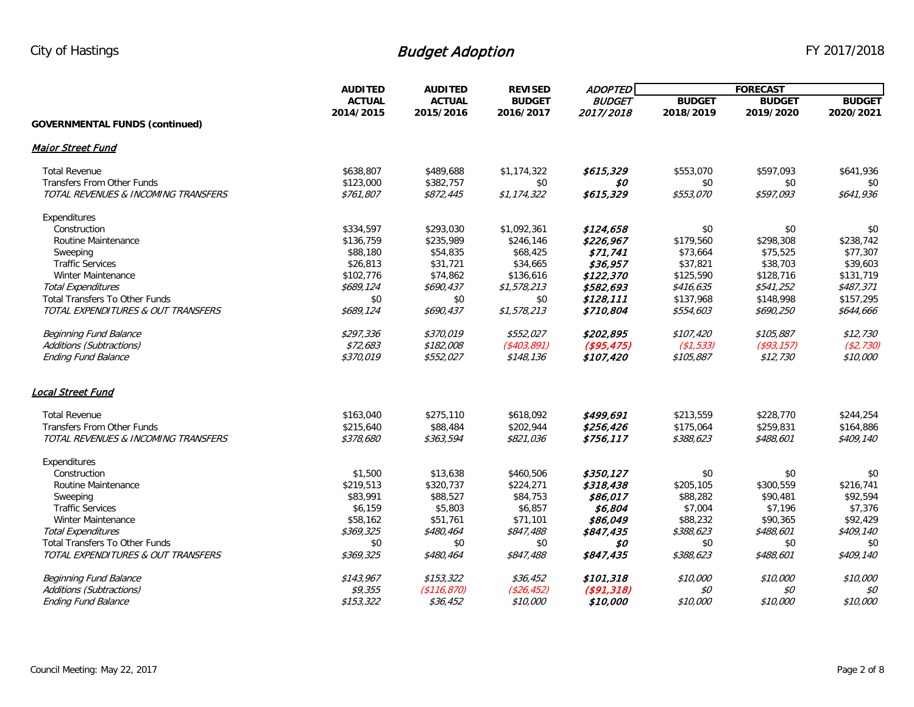**GOVERNMENTAL FUNDS (continued)**

### *Major Street Fund*

| | AUDITED ACTUAL 2014/2015 | AUDITED ACTUAL 2015/2016 | REVISED BUDGET 2016/2017 | *ADOPTED BUDGET 2017/2018* | FORECAST BUDGET 2018/2019 | FORECAST BUDGET 2019/2020 | FORECAST BUDGET 2020/2021 |
|---|---|---|---|---|---|---|---|
| Total Revenue | $638,807 | $489,688 | $1,174,322 | ***$615,329*** | $553,070 | $597,093 | $641,936 |
| Transfers From Other Funds | $123,000 | $382,757 | $0 | ***$0*** | $0 | $0 | $0 |
| *TOTAL REVENUES & INCOMING TRANSFERS* | *$761,807* | *$872,445* | *$1,174,322* | ***$615,329*** | *$553,070* | *$597,093* | *$641,936* |
| Expenditures | | | | | | | |
| Construction | $334,597 | $293,030 | $1,092,361 | ***$124,658*** | $0 | $0 | $0 |
| Routine Maintenance | $136,759 | $235,989 | $246,146 | ***$226,967*** | $179,560 | $298,308 | $238,742 |
| Sweeping | $88,180 | $54,835 | $68,425 | ***$71,741*** | $73,664 | $75,525 | $77,307 |
| Traffic Services | $26,813 | $31,721 | $34,665 | ***$36,957*** | $37,821 | $38,703 | $39,603 |
| Winter Maintenance | $102,776 | $74,862 | $136,616 | ***$122,370*** | $125,590 | $128,716 | $131,719 |
| *Total Expenditures* | *$689,124* | *$690,437* | *$1,578,213* | ***$582,693*** | *$416,635* | *$541,252* | *$487,371* |
| Total Transfers To Other Funds | $0 | $0 | $0 | ***$128,111*** | $137,968 | $148,998 | $157,295 |
| *TOTAL EXPENDITURES & OUT TRANSFERS* | *$689,124* | *$690,437* | *$1,578,213* | ***$710,804*** | *$554,603* | *$690,250* | *$644,666* |
| *Beginning Fund Balance* | *$297,336* | *$370,019* | *$552,027* | ***$202,895*** | *$107,420* | *$105,887* | *$12,730* |
| *Additions (Subtractions)* | *$72,683* | *$182,008* | *($403,891)* | ***($95,475)*** | *($1,533)* | *($93,157)* | *($2,730)* |
| *Ending Fund Balance* | *$370,019* | *$552,027* | *$148,136* | ***$107,420*** | *$105,887* | *$12,730* | *$10,000* |

### *Local Street Fund*

| | AUDITED ACTUAL 2014/2015 | AUDITED ACTUAL 2015/2016 | REVISED BUDGET 2016/2017 | *ADOPTED BUDGET 2017/2018* | FORECAST BUDGET 2018/2019 | FORECAST BUDGET 2019/2020 | FORECAST BUDGET 2020/2021 |
|---|---|---|---|---|---|---|---|
| Total Revenue | $163,040 | $275,110 | $618,092 | ***$499,691*** | $213,559 | $228,770 | $244,254 |
| Transfers From Other Funds | $215,640 | $88,484 | $202,944 | ***$256,426*** | $175,064 | $259,831 | $164,886 |
| *TOTAL REVENUES & INCOMING TRANSFERS* | *$378,680* | *$363,594* | *$821,036* | ***$756,117*** | *$388,623* | *$488,601* | *$409,140* |
| Expenditures | | | | | | | |
| Construction | $1,500 | $13,638 | $460,506 | ***$350,127*** | $0 | $0 | $0 |
| Routine Maintenance | $219,513 | $320,737 | $224,271 | ***$318,438*** | $205,105 | $300,559 | $216,741 |
| Sweeping | $83,991 | $88,527 | $84,753 | ***$86,017*** | $88,282 | $90,481 | $92,594 |
| Traffic Services | $6,159 | $5,803 | $6,857 | ***$6,804*** | $7,004 | $7,196 | $7,376 |
| Winter Maintenance | $58,162 | $51,761 | $71,101 | ***$86,049*** | $88,232 | $90,365 | $92,429 |
| *Total Expenditures* | *$369,325* | *$480,464* | *$847,488* | ***$847,435*** | *$388,623* | *$488,601* | *$409,140* |
| Total Transfers To Other Funds | $0 | $0 | $0 | ***$0*** | $0 | $0 | $0 |
| *TOTAL EXPENDITURES & OUT TRANSFERS* | *$369,325* | *$480,464* | *$847,488* | ***$847,435*** | *$388,623* | *$488,601* | *$409,140* |
| *Beginning Fund Balance* | *$143,967* | *$153,322* | *$36,452* | ***$101,318*** | *$10,000* | *$10,000* | *$10,000* |
| *Additions (Subtractions)* | *$9,355* | *($116,870)* | *($26,452)* | ***($91,318)*** | *$0* | *$0* | *$0* |
| *Ending Fund Balance* | *$153,322* | *$36,452* | *$10,000* | ***$10,000*** | *$10,000* | *$10,000* | *$10,000* |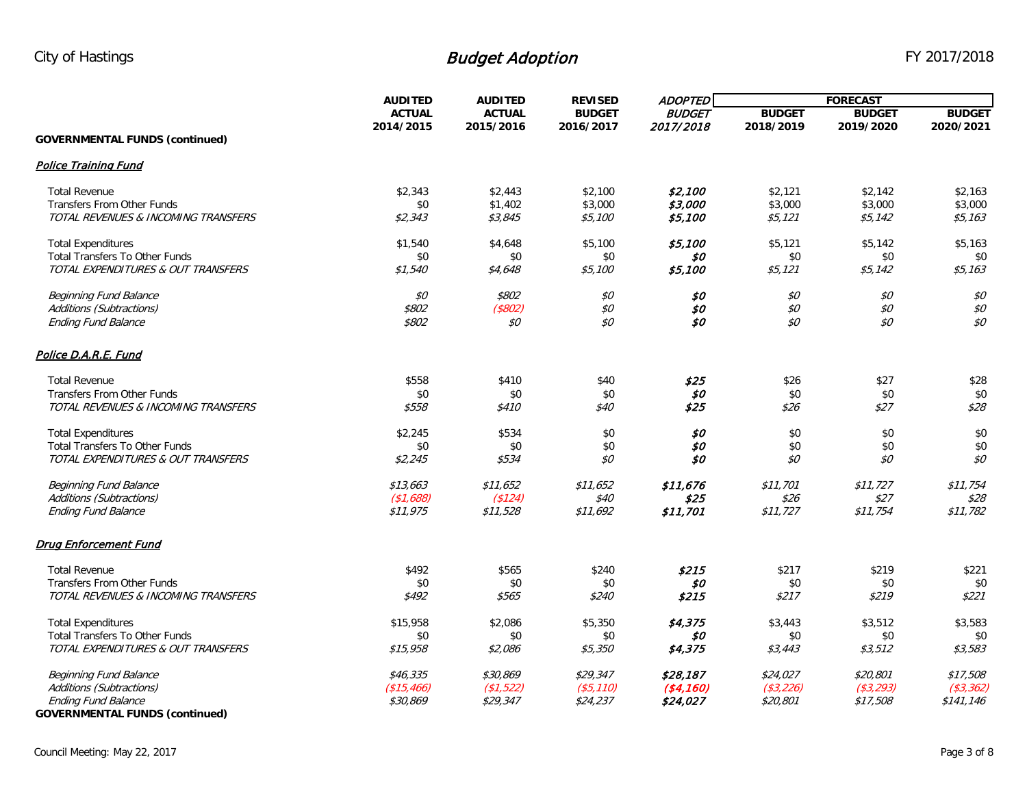| GOVERNMENTAL FUNDS (continued) | AUDITED ACTUAL 2014/2015 | AUDITED ACTUAL 2015/2016 | REVISED BUDGET 2016/2017 | *ADOPTED BUDGET 2017/2018* | FORECAST BUDGET 2018/2019 | FORECAST BUDGET 2019/2020 | FORECAST BUDGET 2020/2021 |
|---|---|---|---|---|---|---|---|
| ***Police Training Fund*** | | | | | | | |
| Total Revenue | $2,343 | $2,443 | $2,100 | ***$2,100*** | $2,121 | $2,142 | $2,163 |
| Transfers From Other Funds | $0 | $1,402 | $3,000 | ***$3,000*** | $3,000 | $3,000 | $3,000 |
| *TOTAL REVENUES & INCOMING TRANSFERS* | *$2,343* | *$3,845* | *$5,100* | ***$5,100*** | *$5,121* | *$5,142* | *$5,163* |
| Total Expenditures | $1,540 | $4,648 | $5,100 | ***$5,100*** | $5,121 | $5,142 | $5,163 |
| Total Transfers To Other Funds | $0 | $0 | $0 | ***$0*** | $0 | $0 | $0 |
| *TOTAL EXPENDITURES & OUT TRANSFERS* | *$1,540* | *$4,648* | *$5,100* | ***$5,100*** | *$5,121* | *$5,142* | *$5,163* |
| *Beginning Fund Balance* | *$0* | *$802* | *$0* | ***$0*** | *$0* | *$0* | *$0* |
| *Additions (Subtractions)* | *$802* | *($802)* | *$0* | ***$0*** | *$0* | *$0* | *$0* |
| *Ending Fund Balance* | *$802* | *$0* | *$0* | ***$0*** | *$0* | *$0* | *$0* |
| ***Police D.A.R.E. Fund*** | | | | | | | |
| Total Revenue | $558 | $410 | $40 | ***$25*** | $26 | $27 | $28 |
| Transfers From Other Funds | $0 | $0 | $0 | ***$0*** | $0 | $0 | $0 |
| *TOTAL REVENUES & INCOMING TRANSFERS* | *$558* | *$410* | *$40* | ***$25*** | *$26* | *$27* | *$28* |
| Total Expenditures | $2,245 | $534 | $0 | ***$0*** | $0 | $0 | $0 |
| Total Transfers To Other Funds | $0 | $0 | $0 | ***$0*** | $0 | $0 | $0 |
| *TOTAL EXPENDITURES & OUT TRANSFERS* | *$2,245* | *$534* | *$0* | ***$0*** | *$0* | *$0* | *$0* |
| *Beginning Fund Balance* | *$13,663* | *$11,652* | *$11,652* | ***$11,676*** | *$11,701* | *$11,727* | *$11,754* |
| *Additions (Subtractions)* | *($1,688)* | *($124)* | *$40* | ***$25*** | *$26* | *$27* | *$28* |
| *Ending Fund Balance* | *$11,975* | *$11,528* | *$11,692* | ***$11,701*** | *$11,727* | *$11,754* | *$11,782* |
| ***Drug Enforcement Fund*** | | | | | | | |
| Total Revenue | $492 | $565 | $240 | ***$215*** | $217 | $219 | $221 |
| Transfers From Other Funds | $0 | $0 | $0 | ***$0*** | $0 | $0 | $0 |
| *TOTAL REVENUES & INCOMING TRANSFERS* | *$492* | *$565* | *$240* | ***$215*** | *$217* | *$219* | *$221* |
| Total Expenditures | $15,958 | $2,086 | $5,350 | ***$4,375*** | $3,443 | $3,512 | $3,583 |
| Total Transfers To Other Funds | $0 | $0 | $0 | ***$0*** | $0 | $0 | $0 |
| *TOTAL EXPENDITURES & OUT TRANSFERS* | *$15,958* | *$2,086* | *$5,350* | ***$4,375*** | *$3,443* | *$3,512* | *$3,583* |
| *Beginning Fund Balance* | *$46,335* | *$30,869* | *$29,347* | ***$28,187*** | *$24,027* | *$20,801* | *$17,508* |
| *Additions (Subtractions)* | *($15,466)* | *($1,522)* | *($5,110)* | ***($4,160)*** | *($3,226)* | *($3,293)* | *($3,362)* |
| *Ending Fund Balance* | *$30,869* | *$29,347* | *$24,237* | ***$24,027*** | *$20,801* | *$17,508* | *$141,146* |

**GOVERNMENTAL FUNDS (continued)**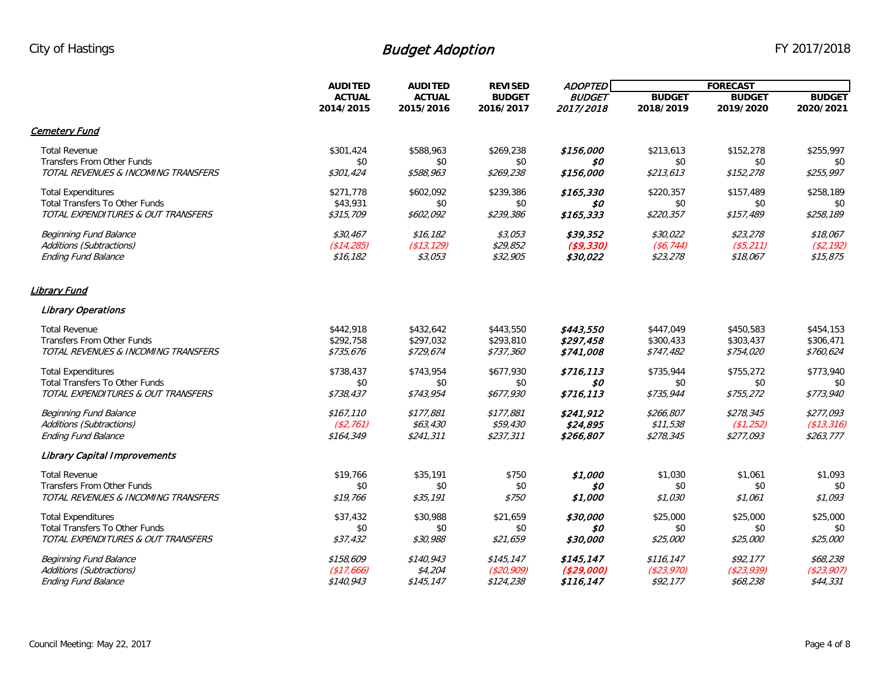City of Hastings

# *Budget Adoption*

FY 2017/2018

| | AUDITED ACTUAL 2014/2015 | AUDITED ACTUAL 2015/2016 | REVISED BUDGET 2016/2017 | *ADOPTED BUDGET 2017/2018* | FORECAST BUDGET 2018/2019 | FORECAST BUDGET 2019/2020 | FORECAST BUDGET 2020/2021 |
|---|---|---|---|---|---|---|---|
| ***Cemetery Fund*** | | | | | | | |
| Total Revenue | $301,424 | $588,963 | $269,238 | ***$156,000*** | $213,613 | $152,278 | $255,997 |
| Transfers From Other Funds | $0 | $0 | $0 | ***$0*** | $0 | $0 | $0 |
| *TOTAL REVENUES & INCOMING TRANSFERS* | *$301,424* | *$588,963* | *$269,238* | ***$156,000*** | *$213,613* | *$152,278* | *$255,997* |
| Total Expenditures | $271,778 | $602,092 | $239,386 | ***$165,330*** | $220,357 | $157,489 | $258,189 |
| Total Transfers To Other Funds | $43,931 | $0 | $0 | ***$0*** | $0 | $0 | $0 |
| *TOTAL EXPENDITURES & OUT TRANSFERS* | *$315,709* | *$602,092* | *$239,386* | ***$165,333*** | *$220,357* | *$157,489* | *$258,189* |
| *Beginning Fund Balance* | *$30,467* | *$16,182* | *$3,053* | ***$39,352*** | *$30,022* | *$23,278* | *$18,067* |
| *Additions (Subtractions)* | *($14,285)* | *($13,129)* | *$29,852* | ***($9,330)*** | *($6,744)* | *($5,211)* | *($2,192)* |
| *Ending Fund Balance* | *$16,182* | *$3,053* | *$32,905* | ***$30,022*** | *$23,278* | *$18,067* | *$15,875* |
| ***Library Fund*** | | | | | | | |
| ***Library Operations*** | | | | | | | |
| Total Revenue | $442,918 | $432,642 | $443,550 | ***$443,550*** | $447,049 | $450,583 | $454,153 |
| Transfers From Other Funds | $292,758 | $297,032 | $293,810 | ***$297,458*** | $300,433 | $303,437 | $306,471 |
| *TOTAL REVENUES & INCOMING TRANSFERS* | *$735,676* | *$729,674* | *$737,360* | ***$741,008*** | *$747,482* | *$754,020* | *$760,624* |
| Total Expenditures | $738,437 | $743,954 | $677,930 | ***$716,113*** | $735,944 | $755,272 | $773,940 |
| Total Transfers To Other Funds | $0 | $0 | $0 | ***$0*** | $0 | $0 | $0 |
| *TOTAL EXPENDITURES & OUT TRANSFERS* | *$738,437* | *$743,954* | *$677,930* | ***$716,113*** | *$735,944* | *$755,272* | *$773,940* |
| *Beginning Fund Balance* | *$167,110* | *$177,881* | *$177,881* | ***$241,912*** | *$266,807* | *$278,345* | *$277,093* |
| *Additions (Subtractions)* | *($2,761)* | *$63,430* | *$59,430* | ***$24,895*** | *$11,538* | *($1,252)* | *($13,316)* |
| *Ending Fund Balance* | *$164,349* | *$241,311* | *$237,311* | ***$266,807*** | *$278,345* | *$277,093* | *$263,777* |
| ***Library Capital Improvements*** | | | | | | | |
| Total Revenue | $19,766 | $35,191 | $750 | ***$1,000*** | $1,030 | $1,061 | $1,093 |
| Transfers From Other Funds | $0 | $0 | $0 | ***$0*** | $0 | $0 | $0 |
| *TOTAL REVENUES & INCOMING TRANSFERS* | *$19,766* | *$35,191* | *$750* | ***$1,000*** | *$1,030* | *$1,061* | *$1,093* |
| Total Expenditures | $37,432 | $30,988 | $21,659 | ***$30,000*** | $25,000 | $25,000 | $25,000 |
| Total Transfers To Other Funds | $0 | $0 | $0 | ***$0*** | $0 | $0 | $0 |
| *TOTAL EXPENDITURES & OUT TRANSFERS* | *$37,432* | *$30,988* | *$21,659* | ***$30,000*** | *$25,000* | *$25,000* | *$25,000* |
| *Beginning Fund Balance* | *$158,609* | *$140,943* | *$145,147* | ***$145,147*** | *$116,147* | *$92,177* | *$68,238* |
| *Additions (Subtractions)* | *($17,666)* | *$4,204* | *($20,909)* | ***($29,000)*** | *($23,970)* | *($23,939)* | *($23,907)* |
| *Ending Fund Balance* | *$140,943* | *$145,147* | *$124,238* | ***$116,147*** | *$92,177* | *$68,238* | *$44,331* |

Council Meeting: May 22, 2017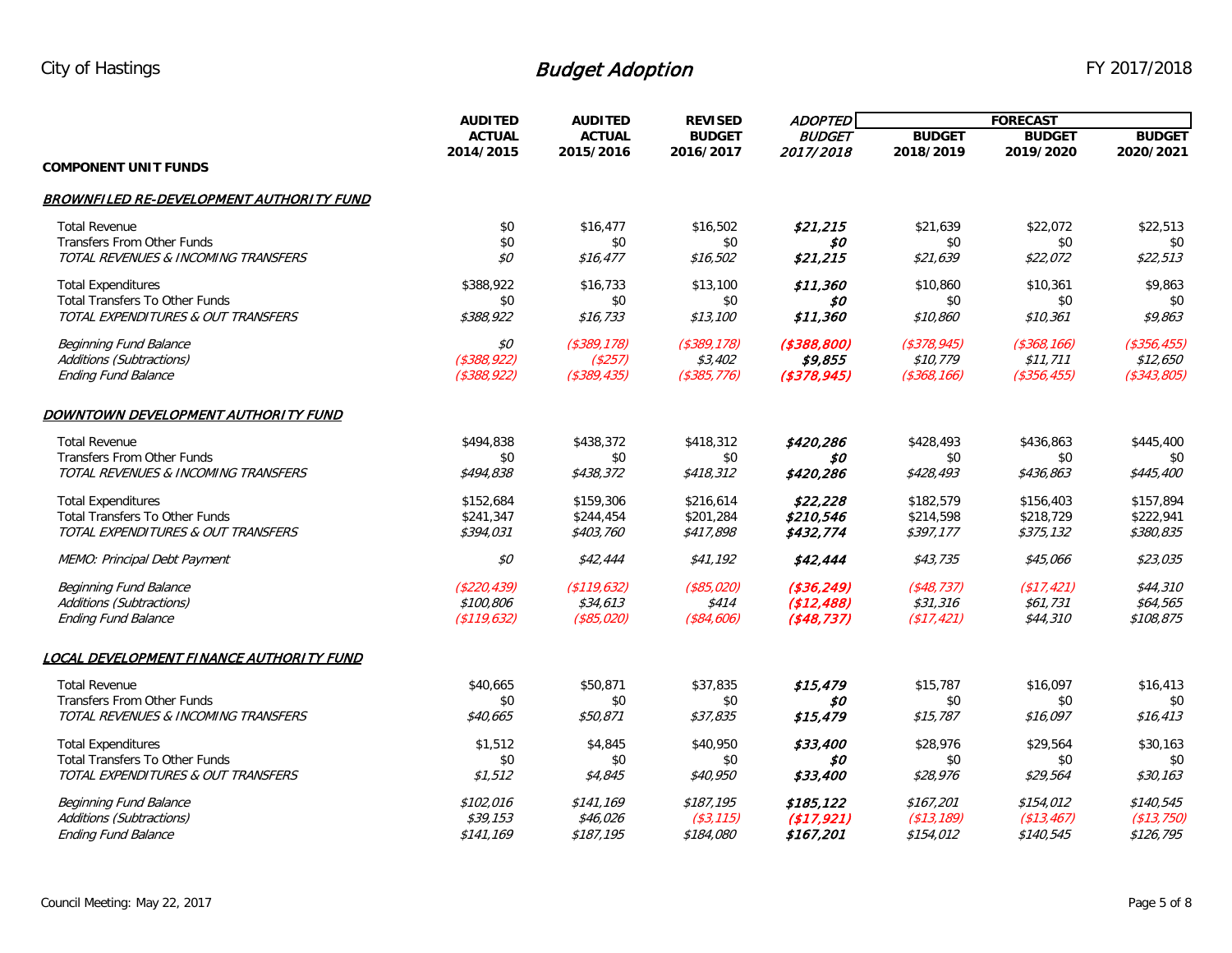City of Hastings

# Budget Adoption

FY 2017/2018

| COMPONENT UNIT FUNDS | AUDITED ACTUAL 2014/2015 | AUDITED ACTUAL 2015/2016 | REVISED BUDGET 2016/2017 | *ADOPTED BUDGET 2017/2018* | FORECAST BUDGET 2018/2019 | FORECAST BUDGET 2019/2020 | FORECAST BUDGET 2020/2021 |
|---|---|---|---|---|---|---|---|
| ***BROWNFILED RE-DEVELOPMENT AUTHORITY FUND*** | | | | | | | |
| Total Revenue | $0 | $16,477 | $16,502 | ***$21,215*** | $21,639 | $22,072 | $22,513 |
| Transfers From Other Funds | $0 | $0 | $0 | ***$0*** | $0 | $0 | $0 |
| *TOTAL REVENUES & INCOMING TRANSFERS* | *$0* | *$16,477* | *$16,502* | ***$21,215*** | *$21,639* | *$22,072* | *$22,513* |
| Total Expenditures | $388,922 | $16,733 | $13,100 | ***$11,360*** | $10,860 | $10,361 | $9,863 |
| Total Transfers To Other Funds | $0 | $0 | $0 | ***$0*** | $0 | $0 | $0 |
| *TOTAL EXPENDITURES & OUT TRANSFERS* | *$388,922* | *$16,733* | *$13,100* | ***$11,360*** | *$10,860* | *$10,361* | *$9,863* |
| *Beginning Fund Balance* | *$0* | *($389,178)* | *($389,178)* | ***($388,800)*** | *($378,945)* | *($368,166)* | *($356,455)* |
| *Additions (Subtractions)* | *($388,922)* | *($257)* | *$3,402* | ***$9,855*** | *$10,779* | *$11,711* | *$12,650* |
| *Ending Fund Balance* | *($388,922)* | *($389,435)* | *($385,776)* | ***($378,945)*** | *($368,166)* | *($356,455)* | *($343,805)* |
| ***DOWNTOWN DEVELOPMENT AUTHORITY FUND*** | | | | | | | |
| Total Revenue | $494,838 | $438,372 | $418,312 | ***$420,286*** | $428,493 | $436,863 | $445,400 |
| Transfers From Other Funds | $0 | $0 | $0 | ***$0*** | $0 | $0 | $0 |
| *TOTAL REVENUES & INCOMING TRANSFERS* | *$494,838* | *$438,372* | *$418,312* | ***$420,286*** | *$428,493* | *$436,863* | *$445,400* |
| Total Expenditures | $152,684 | $159,306 | $216,614 | ***$22,228*** | $182,579 | $156,403 | $157,894 |
| Total Transfers To Other Funds | $241,347 | $244,454 | $201,284 | ***$210,546*** | $214,598 | $218,729 | $222,941 |
| *TOTAL EXPENDITURES & OUT TRANSFERS* | *$394,031* | *$403,760* | *$417,898* | ***$432,774*** | *$397,177* | *$375,132* | *$380,835* |
| *MEMO: Principal Debt Payment* | *$0* | *$42,444* | *$41,192* | ***$42,444*** | *$43,735* | *$45,066* | *$23,035* |
| *Beginning Fund Balance* | *($220,439)* | *($119,632)* | *($85,020)* | ***($36,249)*** | *($48,737)* | *($17,421)* | *$44,310* |
| *Additions (Subtractions)* | *$100,806* | *$34,613* | *$414* | ***($12,488)*** | *$31,316* | *$61,731* | *$64,565* |
| *Ending Fund Balance* | *($119,632)* | *($85,020)* | *($84,606)* | ***($48,737)*** | *($17,421)* | *$44,310* | *$108,875* |
| ***LOCAL DEVELOPMENT FINANCE AUTHORITY FUND*** | | | | | | | |
| Total Revenue | $40,665 | $50,871 | $37,835 | ***$15,479*** | $15,787 | $16,097 | $16,413 |
| Transfers From Other Funds | $0 | $0 | $0 | ***$0*** | $0 | $0 | $0 |
| *TOTAL REVENUES & INCOMING TRANSFERS* | *$40,665* | *$50,871* | *$37,835* | ***$15,479*** | *$15,787* | *$16,097* | *$16,413* |
| Total Expenditures | $1,512 | $4,845 | $40,950 | ***$33,400*** | $28,976 | $29,564 | $30,163 |
| Total Transfers To Other Funds | $0 | $0 | $0 | ***$0*** | $0 | $0 | $0 |
| *TOTAL EXPENDITURES & OUT TRANSFERS* | *$1,512* | *$4,845* | *$40,950* | ***$33,400*** | *$28,976* | *$29,564* | *$30,163* |
| *Beginning Fund Balance* | *$102,016* | *$141,169* | *$187,195* | ***$185,122*** | *$167,201* | *$154,012* | *$140,545* |
| *Additions (Subtractions)* | *$39,153* | *$46,026* | *($3,115)* | ***($17,921)*** | *($13,189)* | *($13,467)* | *($13,750)* |
| *Ending Fund Balance* | *$141,169* | *$187,195* | *$184,080* | ***$167,201*** | *$154,012* | *$140,545* | *$126,795* |

Council Meeting: May 22, 2017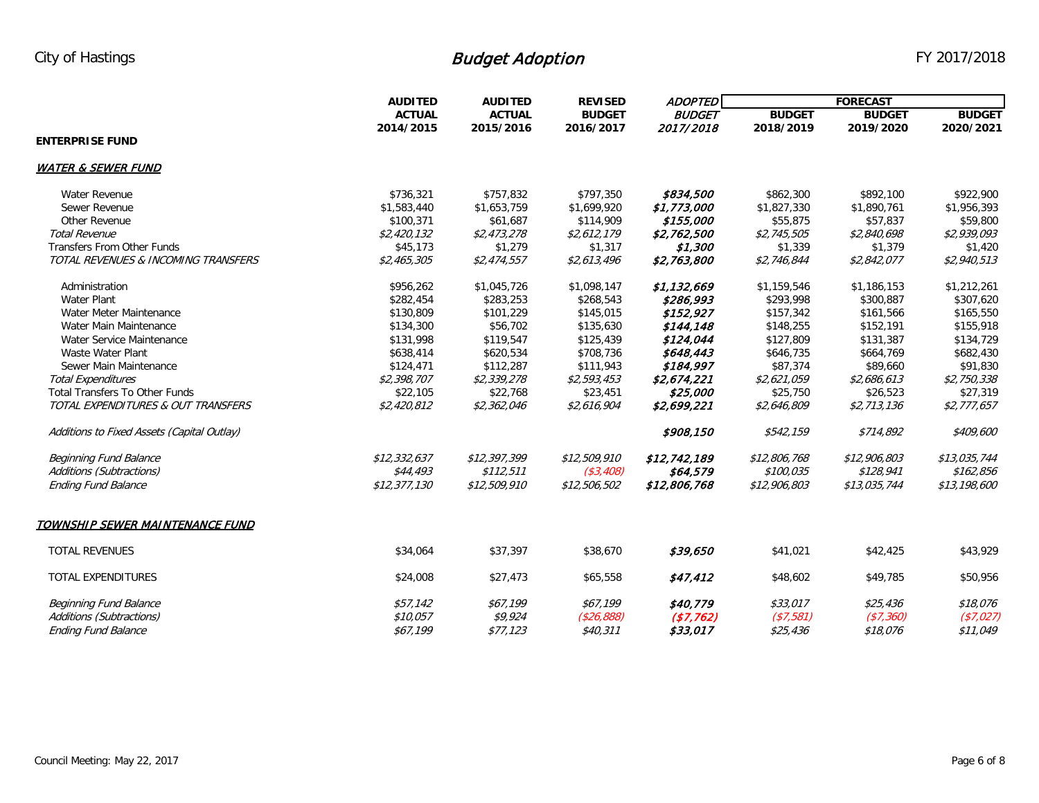City of Hastings — **Budget Adoption** — FY 2017/2018

| | AUDITED ACTUAL 2014/2015 | AUDITED ACTUAL 2015/2016 | REVISED BUDGET 2016/2017 | *ADOPTED BUDGET 2017/2018* | FORECAST BUDGET 2018/2019 | FORECAST BUDGET 2019/2020 | FORECAST BUDGET 2020/2021 |
|---|---|---|---|---|---|---|---|
| **ENTERPRISE FUND** | | | | | | | |
| ***WATER & SEWER FUND*** | | | | | | | |
| Water Revenue | $736,321 | $757,832 | $797,350 | ***$834,500*** | $862,300 | $892,100 | $922,900 |
| Sewer Revenue | $1,583,440 | $1,653,759 | $1,699,920 | ***$1,773,000*** | $1,827,330 | $1,890,761 | $1,956,393 |
| Other Revenue | $100,371 | $61,687 | $114,909 | ***$155,000*** | $55,875 | $57,837 | $59,800 |
| *Total Revenue* | *$2,420,132* | *$2,473,278* | *$2,612,179* | ***$2,762,500*** | *$2,745,505* | *$2,840,698* | *$2,939,093* |
| Transfers From Other Funds | $45,173 | $1,279 | $1,317 | ***$1,300*** | $1,339 | $1,379 | $1,420 |
| *TOTAL REVENUES & INCOMING TRANSFERS* | *$2,465,305* | *$2,474,557* | *$2,613,496* | ***$2,763,800*** | *$2,746,844* | *$2,842,077* | *$2,940,513* |
| Administration | $956,262 | $1,045,726 | $1,098,147 | ***$1,132,669*** | $1,159,546 | $1,186,153 | $1,212,261 |
| Water Plant | $282,454 | $283,253 | $268,543 | ***$286,993*** | $293,998 | $300,887 | $307,620 |
| Water Meter Maintenance | $130,809 | $101,229 | $145,015 | ***$152,927*** | $157,342 | $161,566 | $165,550 |
| Water Main Maintenance | $134,300 | $56,702 | $135,630 | ***$144,148*** | $148,255 | $152,191 | $155,918 |
| Water Service Maintenance | $131,998 | $119,547 | $125,439 | ***$124,044*** | $127,809 | $131,387 | $134,729 |
| Waste Water Plant | $638,414 | $620,534 | $708,736 | ***$648,443*** | $646,735 | $664,769 | $682,430 |
| Sewer Main Maintenance | $124,471 | $112,287 | $111,943 | ***$184,997*** | $87,374 | $89,660 | $91,830 |
| *Total Expenditures* | *$2,398,707* | *$2,339,278* | *$2,593,453* | ***$2,674,221*** | *$2,621,059* | *$2,686,613* | *$2,750,338* |
| Total Transfers To Other Funds | $22,105 | $22,768 | $23,451 | ***$25,000*** | $25,750 | $26,523 | $27,319 |
| *TOTAL EXPENDITURES & OUT TRANSFERS* | *$2,420,812* | *$2,362,046* | *$2,616,904* | ***$2,699,221*** | *$2,646,809* | *$2,713,136* | *$2,777,657* |
| *Additions to Fixed Assets (Capital Outlay)* | | | | ***$908,150*** | *$542,159* | *$714,892* | *$409,600* |
| *Beginning Fund Balance* | *$12,332,637* | *$12,397,399* | *$12,509,910* | ***$12,742,189*** | *$12,806,768* | *$12,906,803* | *$13,035,744* |
| *Additions (Subtractions)* | *$44,493* | *$112,511* | *($3,408)* | ***$64,579*** | *$100,035* | *$128,941* | *$162,856* |
| *Ending Fund Balance* | *$12,377,130* | *$12,509,910* | *$12,506,502* | ***$12,806,768*** | *$12,906,803* | *$13,035,744* | *$13,198,600* |
| ***TOWNSHIP SEWER MAINTENANCE FUND*** | | | | | | | |
| TOTAL REVENUES | $34,064 | $37,397 | $38,670 | ***$39,650*** | $41,021 | $42,425 | $43,929 |
| TOTAL EXPENDITURES | $24,008 | $27,473 | $65,558 | ***$47,412*** | $48,602 | $49,785 | $50,956 |
| *Beginning Fund Balance* | *$57,142* | *$67,199* | *$67,199* | ***$40,779*** | *$33,017* | *$25,436* | *$18,076* |
| *Additions (Subtractions)* | *$10,057* | *$9,924* | *($26,888)* | ***($7,762)*** | *($7,581)* | *($7,360)* | *($7,027)* |
| *Ending Fund Balance* | *$67,199* | *$77,123* | *$40,311* | ***$33,017*** | *$25,436* | *$18,076* | *$11,049* |

Council Meeting: May 22, 2017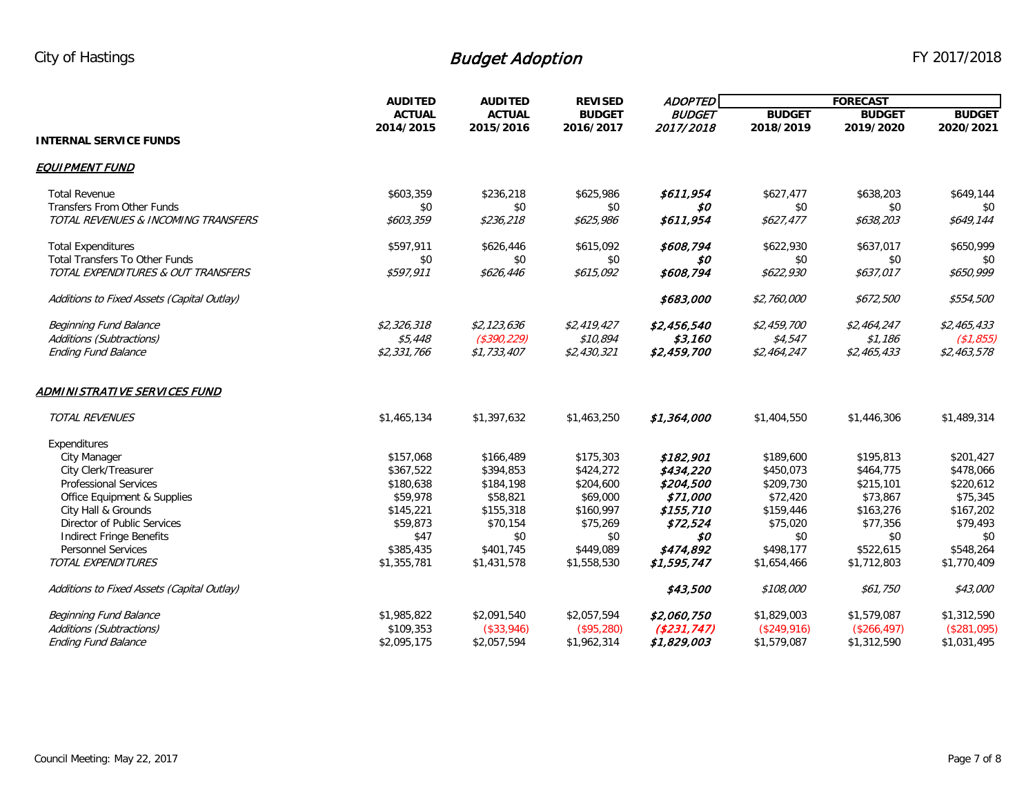# Budget Adoption

City of Hastings — FY 2017/2018

| INTERNAL SERVICE FUNDS | AUDITED ACTUAL 2014/2015 | AUDITED ACTUAL 2015/2016 | REVISED BUDGET 2016/2017 | *ADOPTED BUDGET 2017/2018* | FORECAST BUDGET 2018/2019 | FORECAST BUDGET 2019/2020 | FORECAST BUDGET 2020/2021 |
|---|---|---|---|---|---|---|---|
| ***EQUIPMENT FUND*** | | | | | | | |
| Total Revenue | $603,359 | $236,218 | $625,986 | ***$611,954*** | $627,477 | $638,203 | $649,144 |
| Transfers From Other Funds | $0 | $0 | $0 | ***$0*** | $0 | $0 | $0 |
| *TOTAL REVENUES & INCOMING TRANSFERS* | *$603,359* | *$236,218* | *$625,986* | ***$611,954*** | *$627,477* | *$638,203* | *$649,144* |
| Total Expenditures | $597,911 | $626,446 | $615,092 | ***$608,794*** | $622,930 | $637,017 | $650,999 |
| Total Transfers To Other Funds | $0 | $0 | $0 | ***$0*** | $0 | $0 | $0 |
| *TOTAL EXPENDITURES & OUT TRANSFERS* | *$597,911* | *$626,446* | *$615,092* | ***$608,794*** | *$622,930* | *$637,017* | *$650,999* |
| *Additions to Fixed Assets (Capital Outlay)* | | | | ***$683,000*** | *$2,760,000* | *$672,500* | *$554,500* |
| *Beginning Fund Balance* | *$2,326,318* | *$2,123,636* | *$2,419,427* | ***$2,456,540*** | *$2,459,700* | *$2,464,247* | *$2,465,433* |
| *Additions (Subtractions)* | *$5,448* | *($390,229)* | *$10,894* | ***$3,160*** | *$4,547* | *$1,186* | *($1,855)* |
| *Ending Fund Balance* | *$2,331,766* | *$1,733,407* | *$2,430,321* | ***$2,459,700*** | *$2,464,247* | *$2,465,433* | *$2,463,578* |
| ***ADMINISTRATIVE SERVICES FUND*** | | | | | | | |
| *TOTAL REVENUES* | $1,465,134 | $1,397,632 | $1,463,250 | ***$1,364,000*** | $1,404,550 | $1,446,306 | $1,489,314 |
| Expenditures | | | | | | | |
| City Manager | $157,068 | $166,489 | $175,303 | ***$182,901*** | $189,600 | $195,813 | $201,427 |
| City Clerk/Treasurer | $367,522 | $394,853 | $424,272 | ***$434,220*** | $450,073 | $464,775 | $478,066 |
| Professional Services | $180,638 | $184,198 | $204,600 | ***$204,500*** | $209,730 | $215,101 | $220,612 |
| Office Equipment & Supplies | $59,978 | $58,821 | $69,000 | ***$71,000*** | $72,420 | $73,867 | $75,345 |
| City Hall & Grounds | $145,221 | $155,318 | $160,997 | ***$155,710*** | $159,446 | $163,276 | $167,202 |
| Director of Public Services | $59,873 | $70,154 | $75,269 | ***$72,524*** | $75,020 | $77,356 | $79,493 |
| Indirect Fringe Benefits | $47 | $0 | $0 | ***$0*** | $0 | $0 | $0 |
| Personnel Services | $385,435 | $401,745 | $449,089 | ***$474,892*** | $498,177 | $522,615 | $548,264 |
| *TOTAL EXPENDITURES* | $1,355,781 | $1,431,578 | $1,558,530 | ***$1,595,747*** | $1,654,466 | $1,712,803 | $1,770,409 |
| *Additions to Fixed Assets (Capital Outlay)* | | | | ***$43,500*** | *$108,000* | *$61,750* | *$43,000* |
| *Beginning Fund Balance* | $1,985,822 | $2,091,540 | $2,057,594 | ***$2,060,750*** | $1,829,003 | $1,579,087 | $1,312,590 |
| *Additions (Subtractions)* | $109,353 | ($33,946) | ($95,280) | ***($231,747)*** | ($249,916) | ($266,497) | ($281,095) |
| *Ending Fund Balance* | $2,095,175 | $2,057,594 | $1,962,314 | ***$1,829,003*** | $1,579,087 | $1,312,590 | $1,031,495 |

Council Meeting: May 22, 2017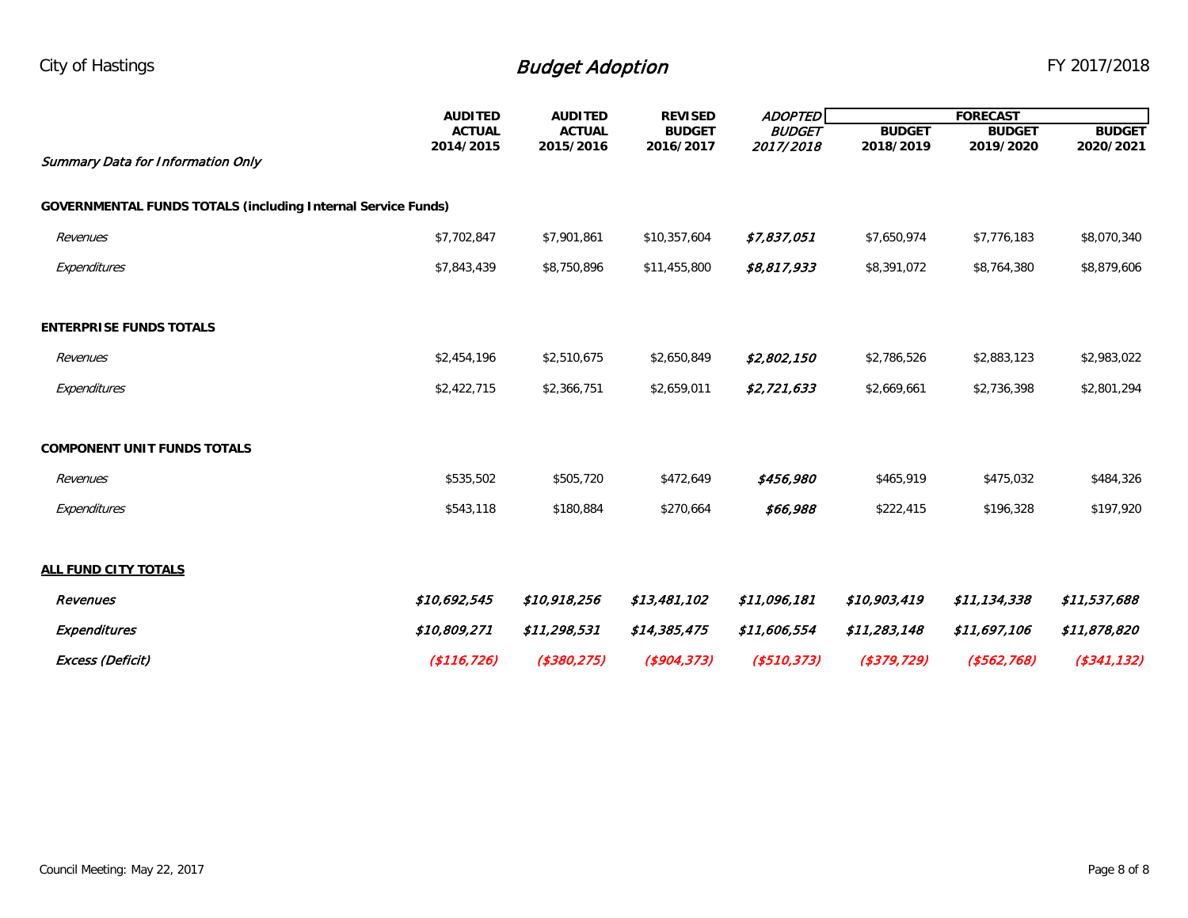City of Hastings — *Budget Adoption* — FY 2017/2018

| *Summary Data for Information Only* | AUDITED ACTUAL 2014/2015 | AUDITED ACTUAL 2015/2016 | REVISED BUDGET 2016/2017 | *ADOPTED BUDGET 2017/2018* | FORECAST BUDGET 2018/2019 | FORECAST BUDGET 2019/2020 | FORECAST BUDGET 2020/2021 |
|---|---|---|---|---|---|---|---|
| **GOVERNMENTAL FUNDS TOTALS (including Internal Service Funds)** | | | | | | | |
| *Revenues* | $7,702,847 | $7,901,861 | $10,357,604 | ***$7,837,051*** | $7,650,974 | $7,776,183 | $8,070,340 |
| *Expenditures* | $7,843,439 | $8,750,896 | $11,455,800 | ***$8,817,933*** | $8,391,072 | $8,764,380 | $8,879,606 |
| **ENTERPRISE FUNDS TOTALS** | | | | | | | |
| *Revenues* | $2,454,196 | $2,510,675 | $2,650,849 | ***$2,802,150*** | $2,786,526 | $2,883,123 | $2,983,022 |
| *Expenditures* | $2,422,715 | $2,366,751 | $2,659,011 | ***$2,721,633*** | $2,669,661 | $2,736,398 | $2,801,294 |
| **COMPONENT UNIT FUNDS TOTALS** | | | | | | | |
| *Revenues* | $535,502 | $505,720 | $472,649 | ***$456,980*** | $465,919 | $475,032 | $484,326 |
| *Expenditures* | $543,118 | $180,884 | $270,664 | ***$66,988*** | $222,415 | $196,328 | $197,920 |
| **ALL FUND CITY TOTALS** | | | | | | | |
| ***Revenues*** | ***$10,692,545*** | ***$10,918,256*** | ***$13,481,102*** | ***$11,096,181*** | ***$10,903,419*** | ***$11,134,338*** | ***$11,537,688*** |
| ***Expenditures*** | ***$10,809,271*** | ***$11,298,531*** | ***$14,385,475*** | ***$11,606,554*** | ***$11,283,148*** | ***$11,697,106*** | ***$11,878,820*** |
| ***Excess (Deficit)*** | ***($116,726)*** | ***($380,275)*** | ***($904,373)*** | ***($510,373)*** | ***($379,729)*** | ***($562,768)*** | ***($341,132)*** |

Council Meeting: May 22, 2017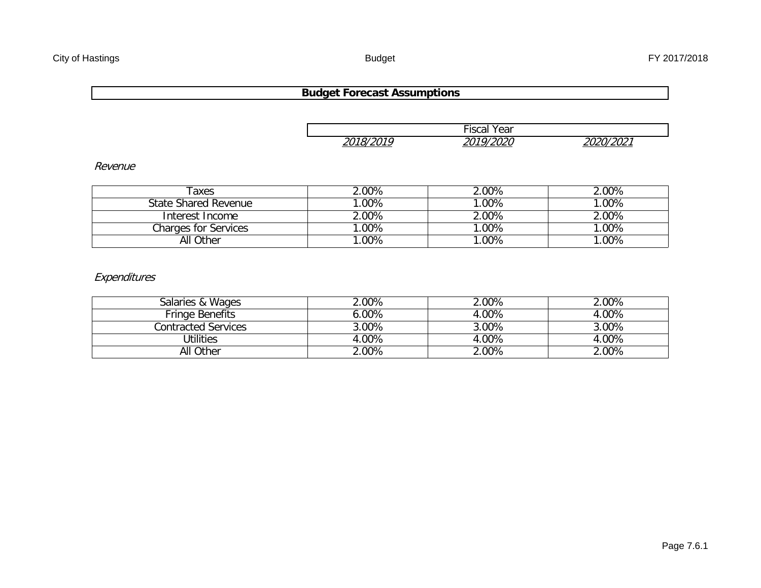## Budget Forecast Assumptions

| | Fiscal Year | | |
|---|---|---|---|
| | *2018/2019* | *2019/2020* | *2020/2021* |
| ***Revenue*** | | | |
| Taxes | 2.00% | 2.00% | 2.00% |
| State Shared Revenue | 1.00% | 1.00% | 1.00% |
| Interest Income | 2.00% | 2.00% | 2.00% |
| Charges for Services | 1.00% | 1.00% | 1.00% |
| All Other | 1.00% | 1.00% | 1.00% |
| ***Expenditures*** | | | |
| Salaries & Wages | 2.00% | 2.00% | 2.00% |
| Fringe Benefits | 6.00% | 4.00% | 4.00% |
| Contracted Services | 3.00% | 3.00% | 3.00% |
| Utilities | 4.00% | 4.00% | 4.00% |
| All Other | 2.00% | 2.00% | 2.00% |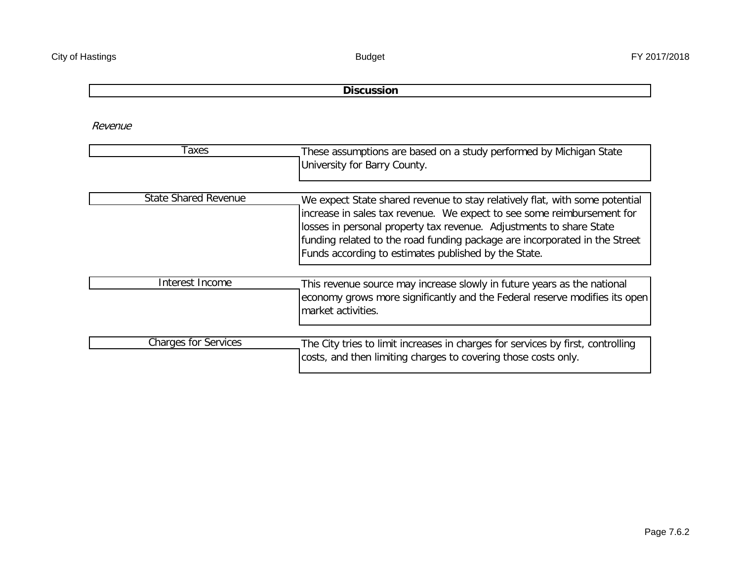## Discussion

*Revenue*

| Category | Discussion |
| --- | --- |
| Taxes | These assumptions are based on a study performed by Michigan State University for Barry County. |
| State Shared Revenue | We expect State shared revenue to stay relatively flat, with some potential increase in sales tax revenue. We expect to see some reimbursement for losses in personal property tax revenue. Adjustments to share State funding related to the road funding package are incorporated in the Street Funds according to estimates published by the State. |
| Interest Income | This revenue source may increase slowly in future years as the national economy grows more significantly and the Federal reserve modifies its open market activities. |
| Charges for Services | The City tries to limit increases in charges for services by first, controlling costs, and then limiting charges to covering those costs only. |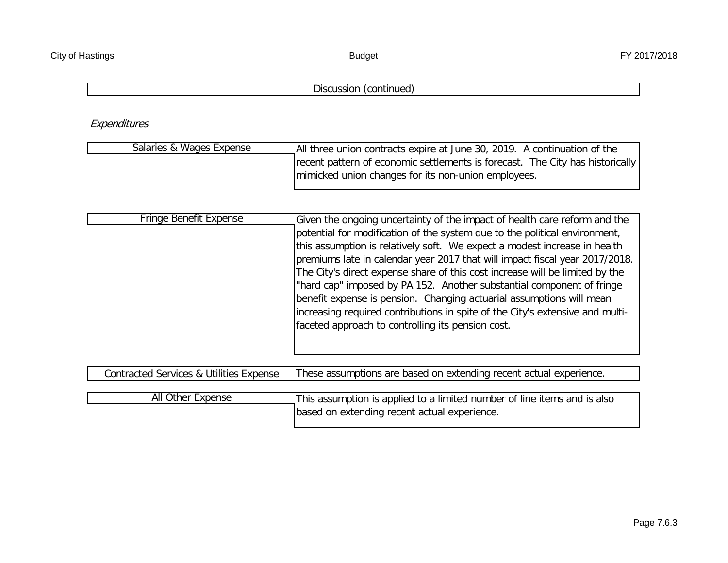## Discussion (continued)

*Expenditures*

| | |
|---|---|
| Salaries & Wages Expense | All three union contracts expire at June 30, 2019. A continuation of the recent pattern of economic settlements is forecast. The City has historically mimicked union changes for its non-union employees. |
| Fringe Benefit Expense | Given the ongoing uncertainty of the impact of health care reform and the potential for modification of the system due to the political environment, this assumption is relatively soft. We expect a modest increase in health premiums late in calendar year 2017 that will impact fiscal year 2017/2018. The City's direct expense share of this cost increase will be limited by the "hard cap" imposed by PA 152. Another substantial component of fringe benefit expense is pension. Changing actuarial assumptions will mean increasing required contributions in spite of the City's extensive and multi-faceted approach to controlling its pension cost. |
| Contracted Services & Utilities Expense | These assumptions are based on extending recent actual experience. |
| All Other Expense | This assumption is applied to a limited number of line items and is also based on extending recent actual experience. |